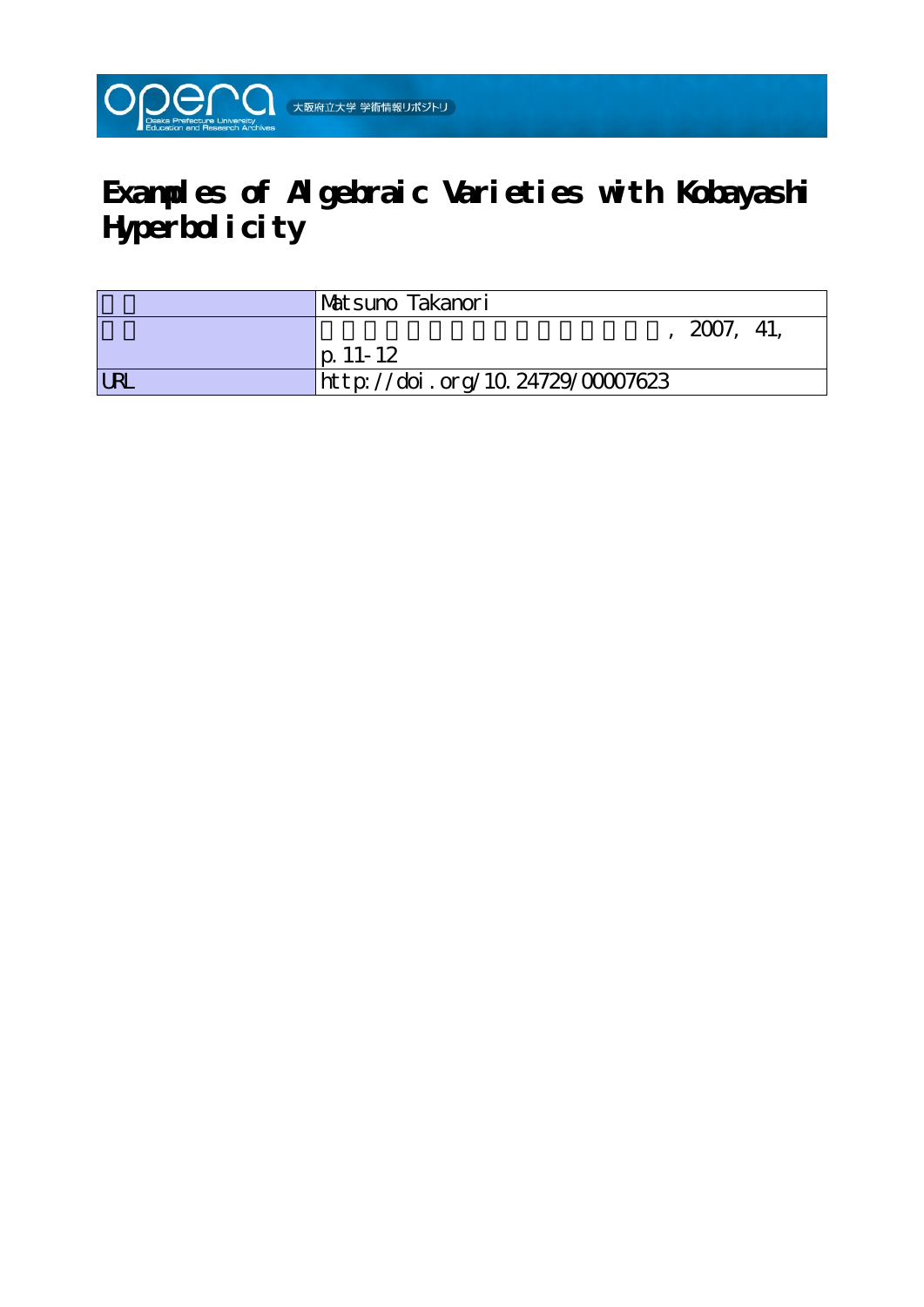# Examples of Algebraic Varieties with Kobayashi Hyperbolicity

| | |
|---|---|
| | Matsuno Takanori |
| | , 2007, 41, p. 11-12 |
| URL | http://doi.org/10.24729/00007623 |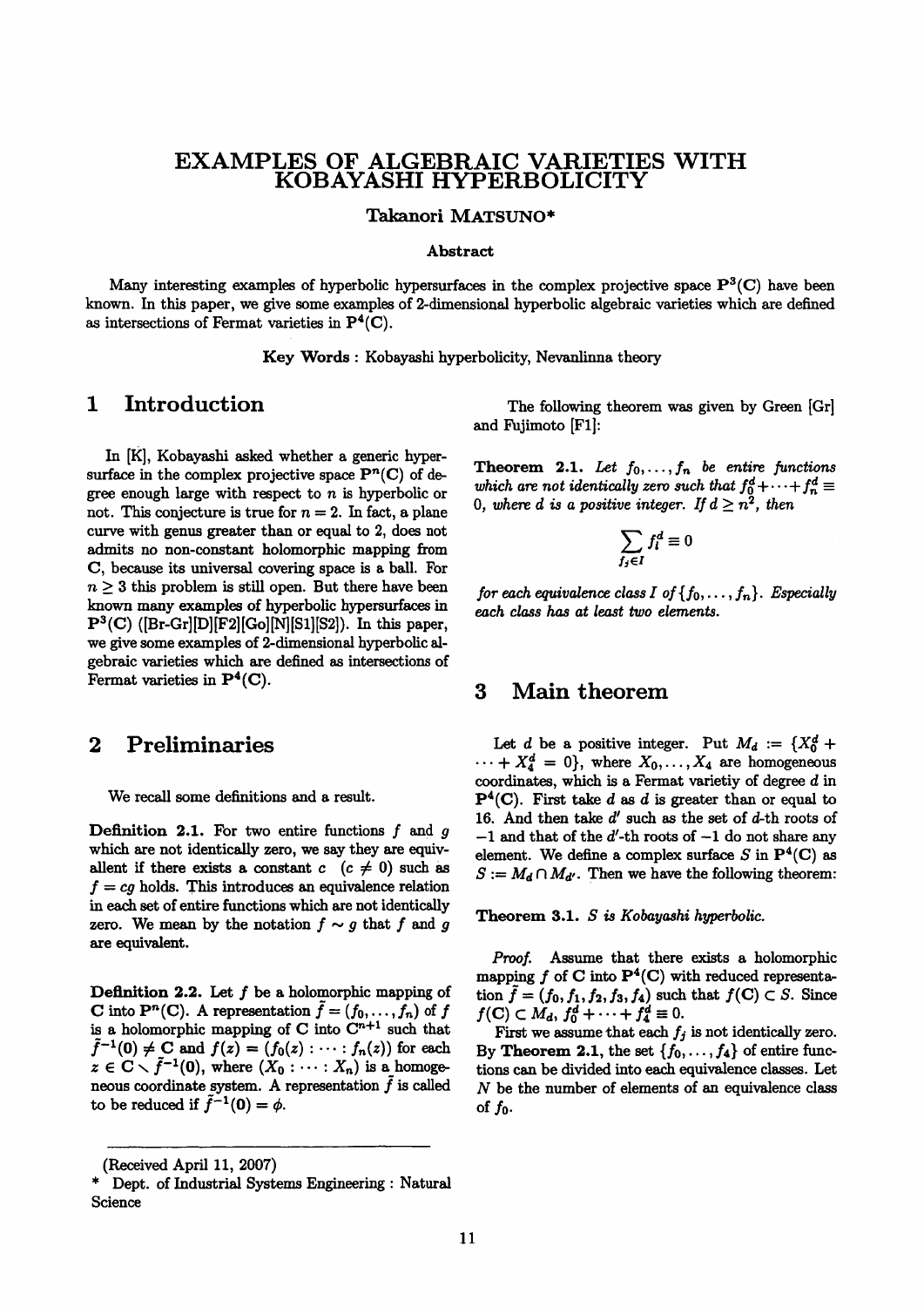# EXAMPLES OF ALGEBRAIC VARIETIES WITH KOBAYASHI HYPERBOLICITY

**Takanori MATSUNO***

**Abstract**

Many interesting examples of hyperbolic hypersurfaces in the complex projective space $\mathbf{P}^3(\mathbf{C})$ have been known. In this paper, we give some examples of 2-dimensional hyperbolic algebraic varieties which are defined as intersections of Fermat varieties in $\mathbf{P}^4(\mathbf{C})$.

**Key Words** : Kobayashi hyperbolicity, Nevanlinna theory

## 1 Introduction

In [K], Kobayashi asked whether a generic hypersurface in the complex projective space $\mathbf{P}^n(\mathbf{C})$ of degree enough large with respect to $n$ is hyperbolic or not. This conjecture is true for $n = 2$. In fact, a plane curve with genus greater than or equal to 2, does not admits no non-constant holomorphic mapping from $\mathbf{C}$, because its universal covering space is a ball. For $n \geq 3$ this problem is still open. But there have been known many examples of hyperbolic hypersurfaces in $\mathbf{P}^3(\mathbf{C})$ ([Br-Gr][D][F2][Go][N][S1][S2]). In this paper, we give some examples of 2-dimensional hyperbolic algebraic varieties which are defined as intersections of Fermat varieties in $\mathbf{P}^4(\mathbf{C})$.

## 2 Preliminaries

We recall some definitions and a result.

**Definition 2.1.** For two entire functions $f$ and $g$ which are not identically zero, we say they are equivallent if there exists a constant $c$ $(c \neq 0)$ such as $f = cg$ holds. This introduces an equivalence relation in each set of entire functions which are not identically zero. We mean by the notation $f \sim g$ that $f$ and $g$ are equivalent.

**Definition 2.2.** Let $f$ be a holomorphic mapping of $\mathbf{C}$ into $\mathbf{P}^n(\mathbf{C})$. A representation $\tilde{f} = (f_0, \ldots, f_n)$ of $f$ is a holomorphic mapping of $\mathbf{C}$ into $\mathbf{C}^{n+1}$ such that $\tilde{f}^{-1}(\mathbf{0}) \neq \mathbf{C}$ and $f(z) = (f_0(z) : \cdots : f_n(z))$ for each $z \in \mathbf{C} \setminus \tilde{f}^{-1}(\mathbf{0})$, where $(X_0 : \cdots : X_n)$ is a homogeneous coordinate system. A representation $\tilde{f}$ is called to be reduced if $\tilde{f}^{-1}(\mathbf{0}) = \phi$.

The following theorem was given by Green [Gr] and Fujimoto [F1]:

**Theorem 2.1.** *Let $f_0, \ldots, f_n$ be entire functions which are not identically zero such that $f_0^d + \cdots + f_n^d \equiv 0$, where $d$ is a positive integer. If $d \geq n^2$, then*

$$\sum_{f_i \in I} f_i^d \equiv 0$$

*for each equivalence class $I$ of $\{f_0, \ldots, f_n\}$. Especially each class has at least two elements.*

## 3 Main theorem

Let $d$ be a positive integer. Put $M_d := \{X_0^d + \cdots + X_4^d = 0\}$, where $X_0, \ldots, X_4$ are homogeneous coordinates, which is a Fermat varietiy of degree $d$ in $\mathbf{P}^4(\mathbf{C})$. First take $d$ as $d$ is greater than or equal to 16. And then take $d'$ such as the set of $d$-th roots of $-1$ and that of the $d'$-th roots of $-1$ do not share any element. We define a complex surface $S$ in $\mathbf{P}^4(\mathbf{C})$ as $S := M_d \cap M_{d'}$. Then we have the following theorem:

**Theorem 3.1.** *$S$ is Kobayashi hyperbolic.*

*Proof.* Assume that there exists a holomorphic mapping $f$ of $\mathbf{C}$ into $\mathbf{P}^4(\mathbf{C})$ with reduced representation $\tilde{f} = (f_0, f_1, f_2, f_3, f_4)$ such that $f(\mathbf{C}) \subset S$. Since $f(\mathbf{C}) \subset M_d$, $f_0^d + \cdots + f_4^d \equiv 0$.

First we assume that each $f_j$ is not identically zero. By **Theorem 2.1**, the set $\{f_0, \ldots, f_4\}$ of entire functions can be divided into each equivalence classes. Let $N$ be the number of elements of an equivalence class of $f_0$.

(Received April 11, 2007)

\* Dept. of Industrial Systems Engineering : Natural Science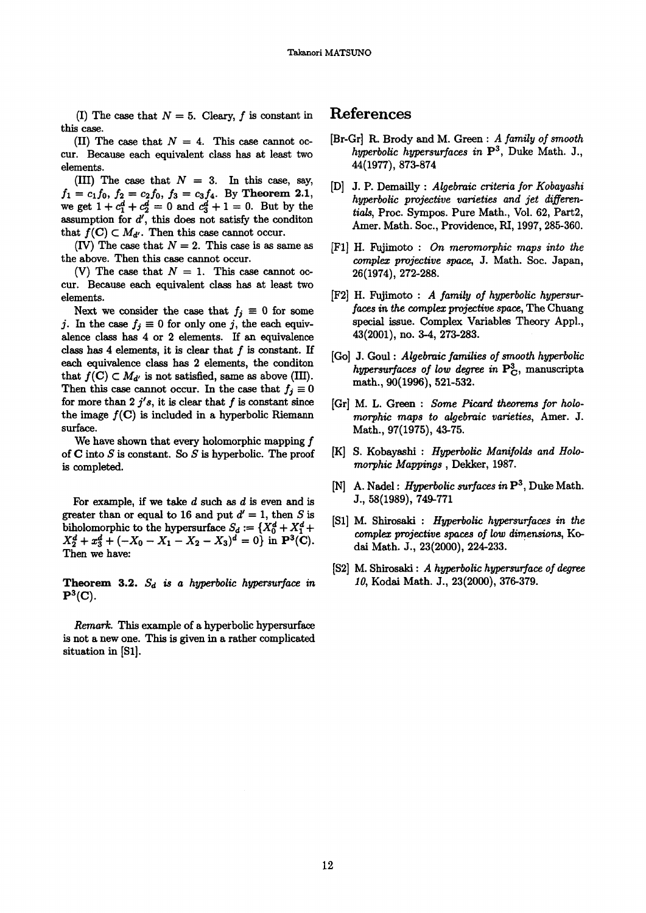(I) The case that $N = 5$. Cleary, $f$ is constant in this case.

(II) The case that $N = 4$. This case cannot occur. Because each equivalent class has at least two elements.

(III) The case that $N = 3$. In this case, say, $f_1 = c_1 f_0$, $f_2 = c_2 f_0$, $f_3 = c_3 f_4$. By **Theorem 2.1**, we get $1 + c_1^d + c_2^d = 0$ and $c_3^d + 1 = 0$. But by the assumption for $d'$, this does not satisfy the conditon that $f(\mathbf{C}) \subset M_{d'}$. Then this case cannot occur.

(IV) The case that $N = 2$. This case is as same as the above. Then this case cannot occur.

(V) The case that $N = 1$. This case cannot occur. Because each equivalent class has at least two elements.

Next we consider the case that $f_j \equiv 0$ for some $j$. In the case $f_j \equiv 0$ for only one $j$, the each equivalence class has 4 or 2 elements. If an equivalence class has 4 elements, it is clear that $f$ is constant. If each equivalence class has 2 elements, the conditon that $f(\mathbf{C}) \subset M_{d'}$ is not satisfied, same as above (III). Then this case cannot occur. In the case that $f_j \equiv 0$ for more than 2 $j's$, it is clear that $f$ is constant since the image $f(\mathbf{C})$ is included in a hyperbolic Riemann surface.

We have shown that every holomorphic mapping $f$ of $\mathbf{C}$ into $S$ is constant. So $S$ is hyperbolic. The proof is completed.

For example, if we take $d$ such as $d$ is even and is greater than or equal to 16 and put $d' = 1$, then $S$ is biholomorphic to the hypersurface $S_d := \{X_0^d + X_1^d + X_2^d + x_3^d + (-X_0 - X_1 - X_2 - X_3)^d = 0\}$ in $\mathbf{P}^3(\mathbf{C})$. Then we have:

**Theorem 3.2.** *$S_d$ is a hyperbolic hypersurface in $\mathbf{P}^3(\mathbf{C})$.*

*Remark.* This example of a hyperbolic hypersurface is not a new one. This is given in a rather complicated situation in [S1].

# References

[Br-Gr] R. Brody and M. Green : *A family of smooth hyperbolic hypersurfaces in* $\mathbf{P}^3$, Duke Math. J., 44(1977), 873-874

[D] J. P. Demailly : *Algebraic criteria for Kobayashi hyperbolic projective varieties and jet differentials*, Proc. Sympos. Pure Math., Vol. 62, Part2, Amer. Math. Soc., Providence, RI, 1997, 285-360.

[F1] H. Fujimoto : *On meromorphic maps into the complex projective space*, J. Math. Soc. Japan, 26(1974), 272-288.

[F2] H. Fujimoto : *A family of hyperbolic hypersurfaces in the complex projective space*, The Chuang special issue. Complex Variables Theory Appl., 43(2001), no. 3-4, 273-283.

[Go] J. Goul : *Algebraic families of smooth hyperbolic hypersurfaces of low degree in* $\mathbf{P}^3_{\mathbf{C}}$, manuscripta math., 90(1996), 521-532.

[Gr] M. L. Green : *Some Picard theorems for holomorphic maps to algebraic varieties*, Amer. J. Math., 97(1975), 43-75.

[K] S. Kobayashi : *Hyperbolic Manifolds and Holomorphic Mappings* , Dekker, 1987.

[N] A. Nadel : *Hyperbolic surfaces in* $\mathbf{P}^3$, Duke Math. J., 58(1989), 749-771

[S1] M. Shirosaki : *Hyperbolic hypersurfaces in the complex projective spaces of low dimensions*, Kodai Math. J., 23(2000), 224-233.

[S2] M. Shirosaki : *A hyperbolic hypersurface of degree 10*, Kodai Math. J., 23(2000), 376-379.